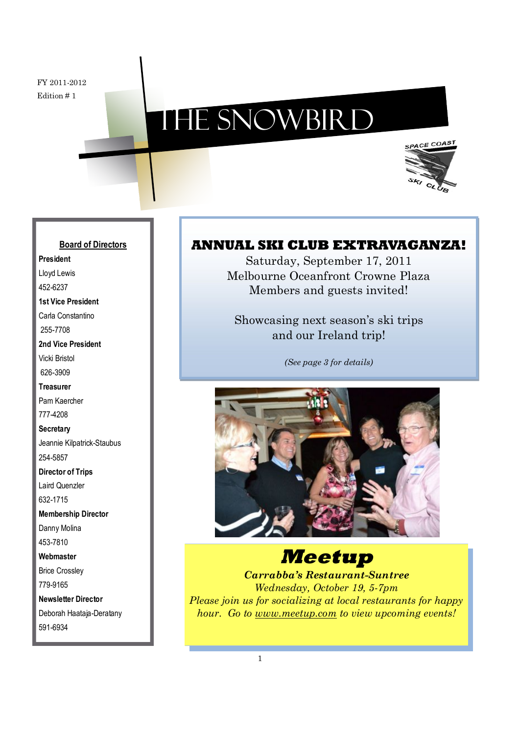FY 2011-2012
Edition # 1

# THE SNOWBIRD

SPACE COAST SKI CLUB

## ANNUAL SKI CLUB EXTRAVAGANZA!

Saturday, September 17, 2011
Melbourne Oceanfront Crowne Plaza
Members and guests invited!

Showcasing next season's ski trips
and our Ireland trip!

*(See page 3 for details)*

## *Meetup*

***Carrabba's Restaurant-Suntree***

*Wednesday, October 19, 5-7pm*

*Please join us for socializing at local restaurants for happy hour. Go to www.meetup.com to view upcoming events!*

### Board of Directors

**President**
Lloyd Lewis
452-6237

**1st Vice President**
Carla Constantino
255-7708

**2nd Vice President**
Vicki Bristol
626-3909

**Treasurer**
Pam Kaercher
777-4208

**Secretary**
Jeannie Kilpatrick-Staubus
254-5857

**Director of Trips**
Laird Quenzler
632-1715

**Membership Director**
Danny Molina
453-7810

**Webmaster**
Brice Crossley
779-9165

**Newsletter Director**
Deborah Haataja-Deratany
591-6934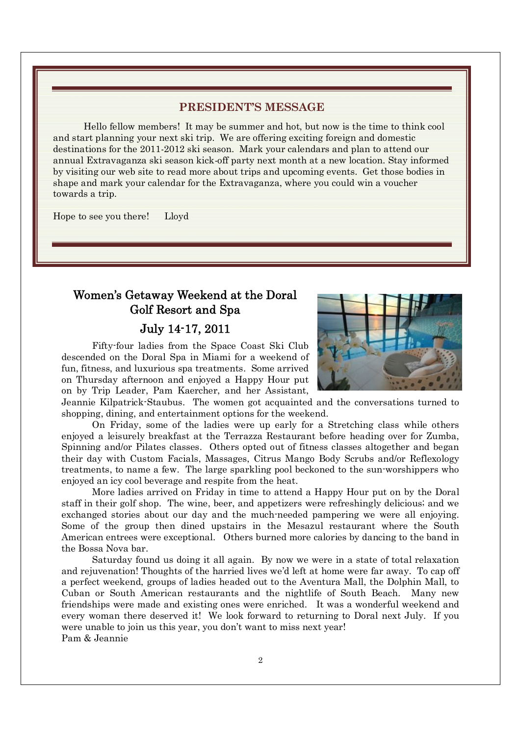## PRESIDENT'S MESSAGE

Hello fellow members! It may be summer and hot, but now is the time to think cool and start planning your next ski trip. We are offering exciting foreign and domestic destinations for the 2011-2012 ski season. Mark your calendars and plan to attend our annual Extravaganza ski season kick-off party next month at a new location. Stay informed by visiting our web site to read more about trips and upcoming events. Get those bodies in shape and mark your calendar for the Extravaganza, where you could win a voucher towards a trip.

Hope to see you there!     Lloyd

## Women's Getaway Weekend at the Doral Golf Resort and Spa

### July 14-17, 2011

Fifty-four ladies from the Space Coast Ski Club descended on the Doral Spa in Miami for a weekend of fun, fitness, and luxurious spa treatments. Some arrived on Thursday afternoon and enjoyed a Happy Hour put on by Trip Leader, Pam Kaercher, and her Assistant, Jeannie Kilpatrick-Staubus. The women got acquainted and the conversations turned to shopping, dining, and entertainment options for the weekend.

On Friday, some of the ladies were up early for a Stretching class while others enjoyed a leisurely breakfast at the Terrazza Restaurant before heading over for Zumba, Spinning and/or Pilates classes. Others opted out of fitness classes altogether and began their day with Custom Facials, Massages, Citrus Mango Body Scrubs and/or Reflexology treatments, to name a few. The large sparkling pool beckoned to the sun-worshippers who enjoyed an icy cool beverage and respite from the heat.

More ladies arrived on Friday in time to attend a Happy Hour put on by the Doral staff in their golf shop. The wine, beer, and appetizers were refreshingly delicious; and we exchanged stories about our day and the much-needed pampering we were all enjoying. Some of the group then dined upstairs in the Mesazul restaurant where the South American entrees were exceptional. Others burned more calories by dancing to the band in the Bossa Nova bar.

Saturday found us doing it all again. By now we were in a state of total relaxation and rejuvenation! Thoughts of the harried lives we'd left at home were far away. To cap off a perfect weekend, groups of ladies headed out to the Aventura Mall, the Dolphin Mall, to Cuban or South American restaurants and the nightlife of South Beach. Many new friendships were made and existing ones were enriched. It was a wonderful weekend and every woman there deserved it! We look forward to returning to Doral next July. If you were unable to join us this year, you don't want to miss next year!

Pam & Jeannie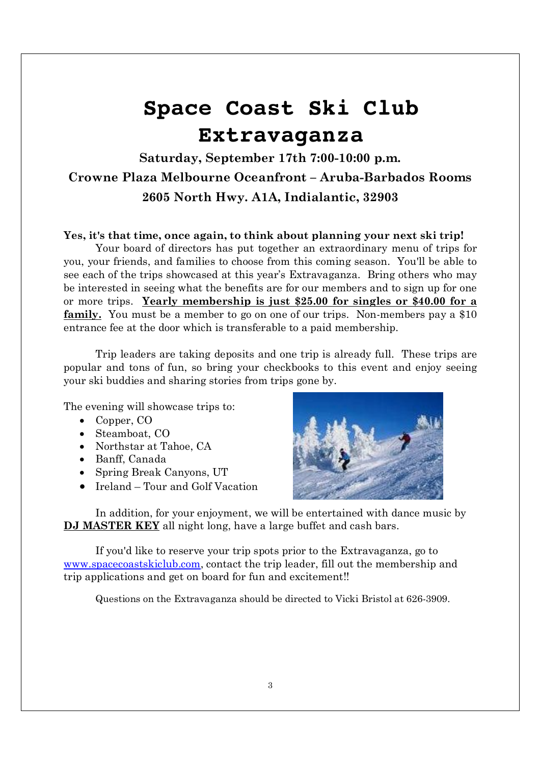# Space Coast Ski Club Extravaganza

**Saturday, September 17th 7:00-10:00 p.m.**

**Crowne Plaza Melbourne Oceanfront – Aruba-Barbados Rooms**

**2605 North Hwy. A1A, Indialantic, 32903**

**Yes, it's that time, once again, to think about planning your next ski trip!** Your board of directors has put together an extraordinary menu of trips for you, your friends, and families to choose from this coming season. You'll be able to see each of the trips showcased at this year's Extravaganza. Bring others who may be interested in seeing what the benefits are for our members and to sign up for one or more trips. **Yearly membership is just $25.00 for singles or $40.00 for a family.** You must be a member to go on one of our trips. Non-members pay a $10 entrance fee at the door which is transferable to a paid membership.

Trip leaders are taking deposits and one trip is already full. These trips are popular and tons of fun, so bring your checkbooks to this event and enjoy seeing your ski buddies and sharing stories from trips gone by.

The evening will showcase trips to:

- Copper, CO
- Steamboat, CO
- Northstar at Tahoe, CA
- Banff, Canada
- Spring Break Canyons, UT
- Ireland – Tour and Golf Vacation

In addition, for your enjoyment, we will be entertained with dance music by **DJ MASTER KEY** all night long, have a large buffet and cash bars.

If you'd like to reserve your trip spots prior to the Extravaganza, go to www.spacecoastskiclub.com, contact the trip leader, fill out the membership and trip applications and get on board for fun and excitement!!

Questions on the Extravaganza should be directed to Vicki Bristol at 626-3909.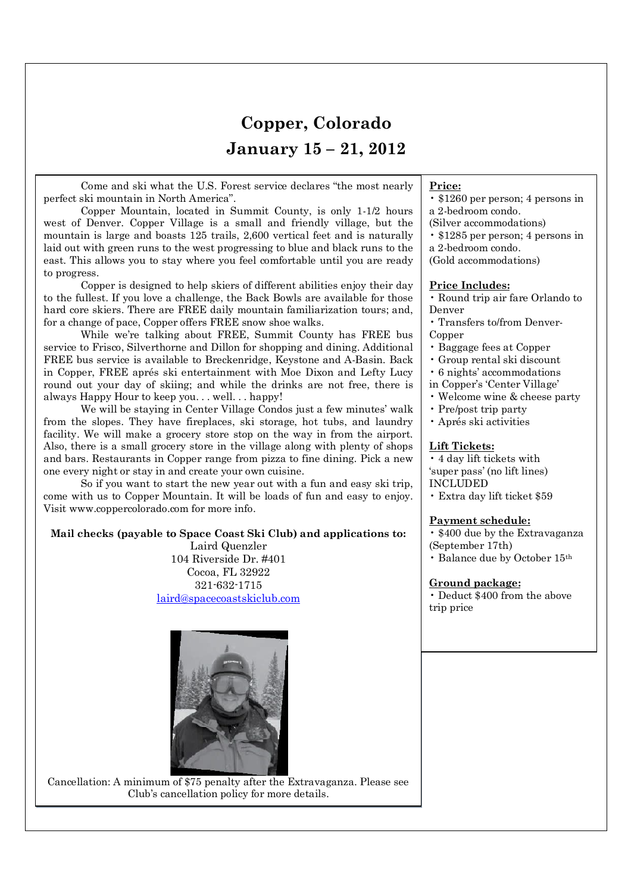# Copper, Colorado

## January 15 – 21, 2012

Come and ski what the U.S. Forest service declares “the most nearly perfect ski mountain in North America”.

Copper Mountain, located in Summit County, is only 1-1/2 hours west of Denver. Copper Village is a small and friendly village, but the mountain is large and boasts 125 trails, 2,600 vertical feet and is naturally laid out with green runs to the west progressing to blue and black runs to the east. This allows you to stay where you feel comfortable until you are ready to progress.

Copper is designed to help skiers of different abilities enjoy their day to the fullest. If you love a challenge, the Back Bowls are available for those hard core skiers. There are FREE daily mountain familiarization tours; and, for a change of pace, Copper offers FREE snow shoe walks.

While we’re talking about FREE, Summit County has FREE bus service to Frisco, Silverthorne and Dillon for shopping and dining. Additional FREE bus service is available to Breckenridge, Keystone and A-Basin. Back in Copper, FREE aprés ski entertainment with Moe Dixon and Lefty Lucy round out your day of skiing; and while the drinks are not free, there is always Happy Hour to keep you. . . well. . . happy!

We will be staying in Center Village Condos just a few minutes’ walk from the slopes. They have fireplaces, ski storage, hot tubs, and laundry facility. We will make a grocery store stop on the way in from the airport. Also, there is a small grocery store in the village along with plenty of shops and bars. Restaurants in Copper range from pizza to fine dining. Pick a new one every night or stay in and create your own cuisine.

So if you want to start the new year out with a fun and easy ski trip, come with us to Copper Mountain. It will be loads of fun and easy to enjoy. Visit www.coppercolorado.com for more info.

**Mail checks (payable to Space Coast Ski Club) and applications to:**

Laird Quenzler
104 Riverside Dr. #401
Cocoa, FL 32922
321-632-1715
laird@spacecoastskiclub.com

Cancellation: A minimum of $75 penalty after the Extravaganza. Please see Club’s cancellation policy for more details.

**Price:**

- $1260 per person; 4 persons in a 2-bedroom condo. (Silver accommodations)
- $1285 per person; 4 persons in a 2-bedroom condo. (Gold accommodations)

**Price Includes:**

- Round trip air fare Orlando to Denver
- Transfers to/from Denver-Copper
- Baggage fees at Copper
- Group rental ski discount
- 6 nights’ accommodations in Copper’s ‘Center Village’
- Welcome wine & cheese party
- Pre/post trip party
- Aprés ski activities

**Lift Tickets:**

- 4 day lift tickets with ‘super pass’ (no lift lines) INCLUDED
- Extra day lift ticket $59

**Payment schedule:**

- $400 due by the Extravaganza (September 17th)
- Balance due by October 15th

**Ground package:**

- Deduct $400 from the above trip price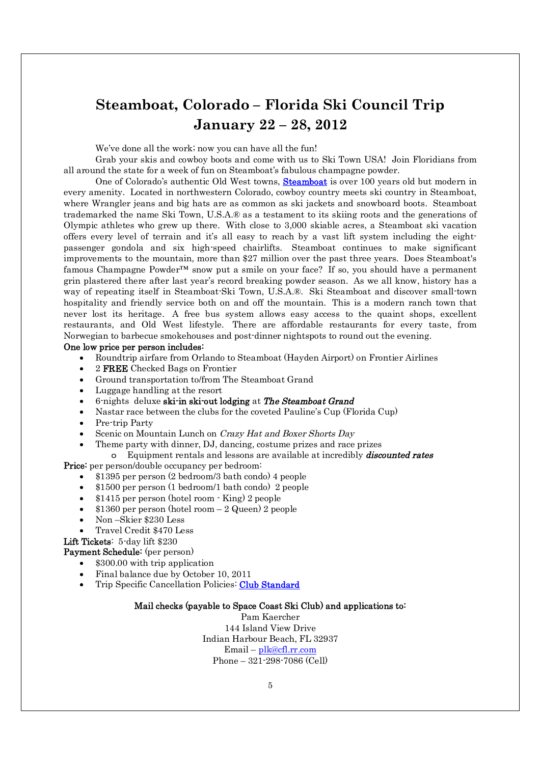# Steamboat, Colorado – Florida Ski Council Trip
# January 22 – 28, 2012

We've done all the work; now you can have all the fun!

Grab your skis and cowboy boots and come with us to Ski Town USA! Join Floridians from all around the state for a week of fun on Steamboat's fabulous champagne powder.

One of Colorado's authentic Old West towns, **Steamboat** is over 100 years old but modern in every amenity. Located in northwestern Colorado, cowboy country meets ski country in Steamboat, where Wrangler jeans and big hats are as common as ski jackets and snowboard boots. Steamboat trademarked the name Ski Town, U.S.A.® as a testament to its skiing roots and the generations of Olympic athletes who grew up there. With close to 3,000 skiable acres, a Steamboat ski vacation offers every level of terrain and it's all easy to reach by a vast lift system including the eight-passenger gondola and six high-speed chairlifts. Steamboat continues to make significant improvements to the mountain, more than $27 million over the past three years. Does Steamboat's famous Champagne Powder™ snow put a smile on your face? If so, you should have a permanent grin plastered there after last year's record breaking powder season. As we all know, history has a way of repeating itself in Steamboat-Ski Town, U.S.A.®. Ski Steamboat and discover small-town hospitality and friendly service both on and off the mountain. This is a modern ranch town that never lost its heritage. A free bus system allows easy access to the quaint shops, excellent restaurants, and Old West lifestyle. There are affordable restaurants for every taste, from Norwegian to barbecue smokehouses and post-dinner nightspots to round out the evening.

**One low price per person includes:**

- Roundtrip airfare from Orlando to Steamboat (Hayden Airport) on Frontier Airlines
- 2 **FREE** Checked Bags on Frontier
- Ground transportation to/from The Steamboat Grand
- Luggage handling at the resort
- 6-nights deluxe **ski-in ski-out lodging** at ***The Steamboat Grand***
- Nastar race between the clubs for the coveted Pauline's Cup (Florida Cup)
- Pre-trip Party
- Scenic on Mountain Lunch on *Crazy Hat and Boxer Shorts Day*
- Theme party with dinner, DJ, dancing, costume prizes and race prizes
  - Equipment rentals and lessons are available at incredibly ***discounted rates***

**Price:** per person/double occupancy per bedroom:

- $1395 per person (2 bedroom/3 bath condo) 4 people
- $1500 per person (1 bedroom/1 bath condo) 2 people
- $1415 per person (hotel room - King) 2 people
- $1360 per person (hotel room – 2 Queen) 2 people
- Non –Skier $230 Less
- Travel Credit $470 Less

**Lift Tickets**: 5-day lift $230

**Payment Schedule:** (per person)

- $300.00 with trip application
- Final balance due by October 10, 2011
- Trip Specific Cancellation Policies: Club Standard

**Mail checks (payable to Space Coast Ski Club) and applications to:**

Pam Kaercher
144 Island View Drive
Indian Harbour Beach, FL 32937
Email – plk@cfl.rr.com
Phone – 321-298-7086 (Cell)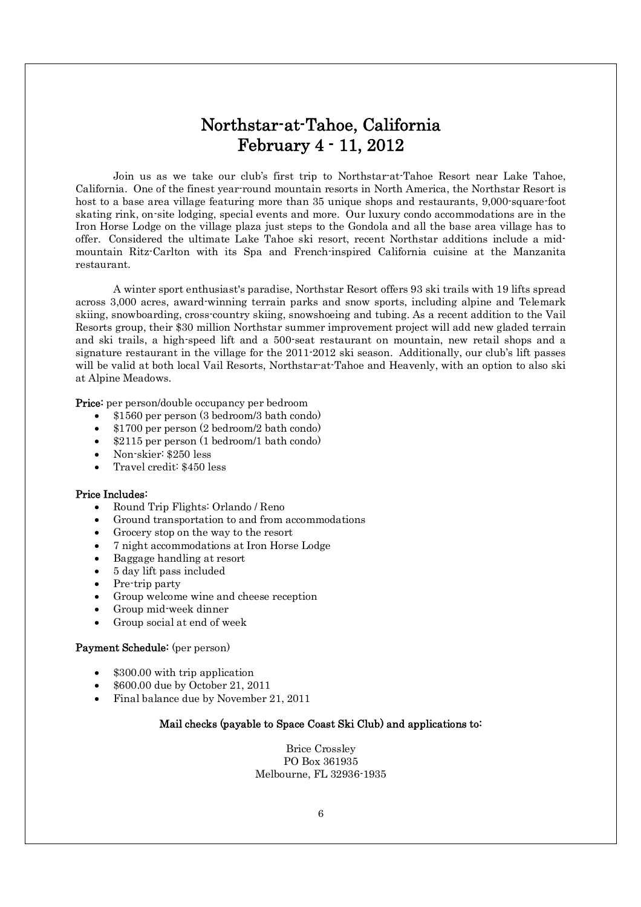# Northstar-at-Tahoe, California
# February 4 - 11, 2012

Join us as we take our club's first trip to Northstar-at-Tahoe Resort near Lake Tahoe, California. One of the finest year-round mountain resorts in North America, the Northstar Resort is host to a base area village featuring more than 35 unique shops and restaurants, 9,000-square-foot skating rink, on-site lodging, special events and more. Our luxury condo accommodations are in the Iron Horse Lodge on the village plaza just steps to the Gondola and all the base area village has to offer. Considered the ultimate Lake Tahoe ski resort, recent Northstar additions include a mid-mountain Ritz-Carlton with its Spa and French-inspired California cuisine at the Manzanita restaurant.

A winter sport enthusiast's paradise, Northstar Resort offers 93 ski trails with 19 lifts spread across 3,000 acres, award-winning terrain parks and snow sports, including alpine and Telemark skiing, snowboarding, cross-country skiing, snowshoeing and tubing. As a recent addition to the Vail Resorts group, their $30 million Northstar summer improvement project will add new gladed terrain and ski trails, a high-speed lift and a 500-seat restaurant on mountain, new retail shops and a signature restaurant in the village for the 2011-2012 ski season. Additionally, our club's lift passes will be valid at both local Vail Resorts, Northstar-at-Tahoe and Heavenly, with an option to also ski at Alpine Meadows.

**Price:** per person/double occupancy per bedroom

- $1560 per person (3 bedroom/3 bath condo)
- $1700 per person (2 bedroom/2 bath condo)
- $2115 per person (1 bedroom/1 bath condo)
- Non-skier: $250 less
- Travel credit: $450 less

**Price Includes:**

- Round Trip Flights: Orlando / Reno
- Ground transportation to and from accommodations
- Grocery stop on the way to the resort
- 7 night accommodations at Iron Horse Lodge
- Baggage handling at resort
- 5 day lift pass included
- Pre-trip party
- Group welcome wine and cheese reception
- Group mid-week dinner
- Group social at end of week

**Payment Schedule:** (per person)

- $300.00 with trip application
- $600.00 due by October 21, 2011
- Final balance due by November 21, 2011

**Mail checks (payable to Space Coast Ski Club) and applications to:**

Brice Crossley
PO Box 361935
Melbourne, FL 32936-1935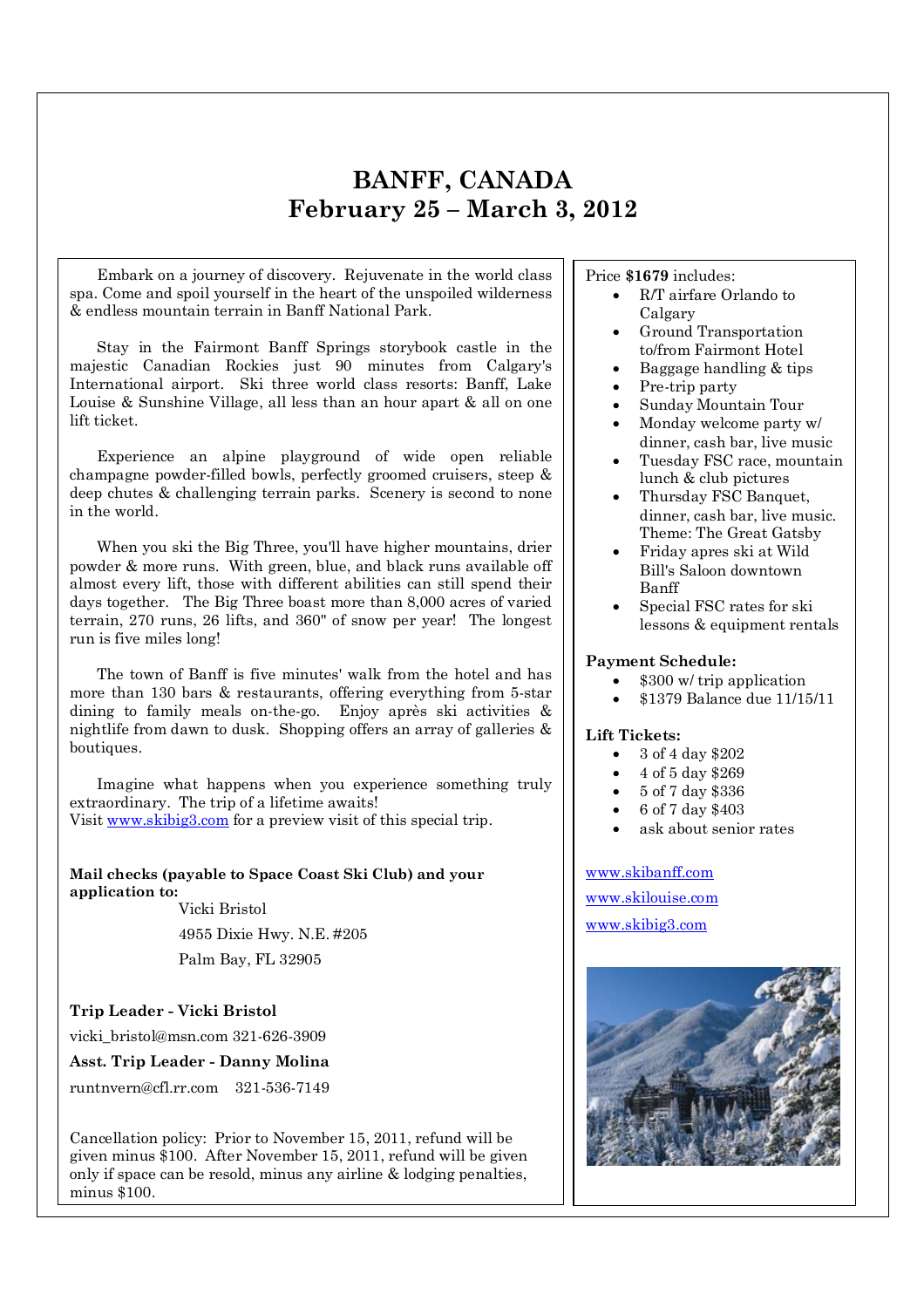# BANFF, CANADA
## February 25 – March 3, 2012

Embark on a journey of discovery. Rejuvenate in the world class spa. Come and spoil yourself in the heart of the unspoiled wilderness & endless mountain terrain in Banff National Park.

Stay in the Fairmont Banff Springs storybook castle in the majestic Canadian Rockies just 90 minutes from Calgary's International airport. Ski three world class resorts: Banff, Lake Louise & Sunshine Village, all less than an hour apart & all on one lift ticket.

Experience an alpine playground of wide open reliable champagne powder-filled bowls, perfectly groomed cruisers, steep & deep chutes & challenging terrain parks. Scenery is second to none in the world.

When you ski the Big Three, you'll have higher mountains, drier powder & more runs. With green, blue, and black runs available off almost every lift, those with different abilities can still spend their days together. The Big Three boast more than 8,000 acres of varied terrain, 270 runs, 26 lifts, and 360" of snow per year! The longest run is five miles long!

The town of Banff is five minutes' walk from the hotel and has more than 130 bars & restaurants, offering everything from 5-star dining to family meals on-the-go. Enjoy après ski activities & nightlife from dawn to dusk. Shopping offers an array of galleries & boutiques.

Imagine what happens when you experience something truly extraordinary. The trip of a lifetime awaits!
Visit www.skibig3.com for a preview visit of this special trip.

**Mail checks (payable to Space Coast Ski Club) and your application to:**

Vicki Bristol
4955 Dixie Hwy. N.E. #205
Palm Bay, FL 32905

**Trip Leader - Vicki Bristol**

vicki_bristol@msn.com 321-626-3909

**Asst. Trip Leader - Danny Molina**

runtnvern@cfl.rr.com 321-536-7149

Cancellation policy: Prior to November 15, 2011, refund will be given minus $100. After November 15, 2011, refund will be given only if space can be resold, minus any airline & lodging penalties, minus $100.

Price **$1679** includes:

- R/T airfare Orlando to Calgary
- Ground Transportation to/from Fairmont Hotel
- Baggage handling & tips
- Pre-trip party
- Sunday Mountain Tour
- Monday welcome party w/ dinner, cash bar, live music
- Tuesday FSC race, mountain lunch & club pictures
- Thursday FSC Banquet, dinner, cash bar, live music. Theme: The Great Gatsby
- Friday apres ski at Wild Bill's Saloon downtown Banff
- Special FSC rates for ski lessons & equipment rentals

**Payment Schedule:**

- $300 w/ trip application
- $1379 Balance due 11/15/11

**Lift Tickets:**

- 3 of 4 day $202
- 4 of 5 day $269
- 5 of 7 day $336
- 6 of 7 day $403
- ask about senior rates

www.skibanff.com

www.skilouise.com

www.skibig3.com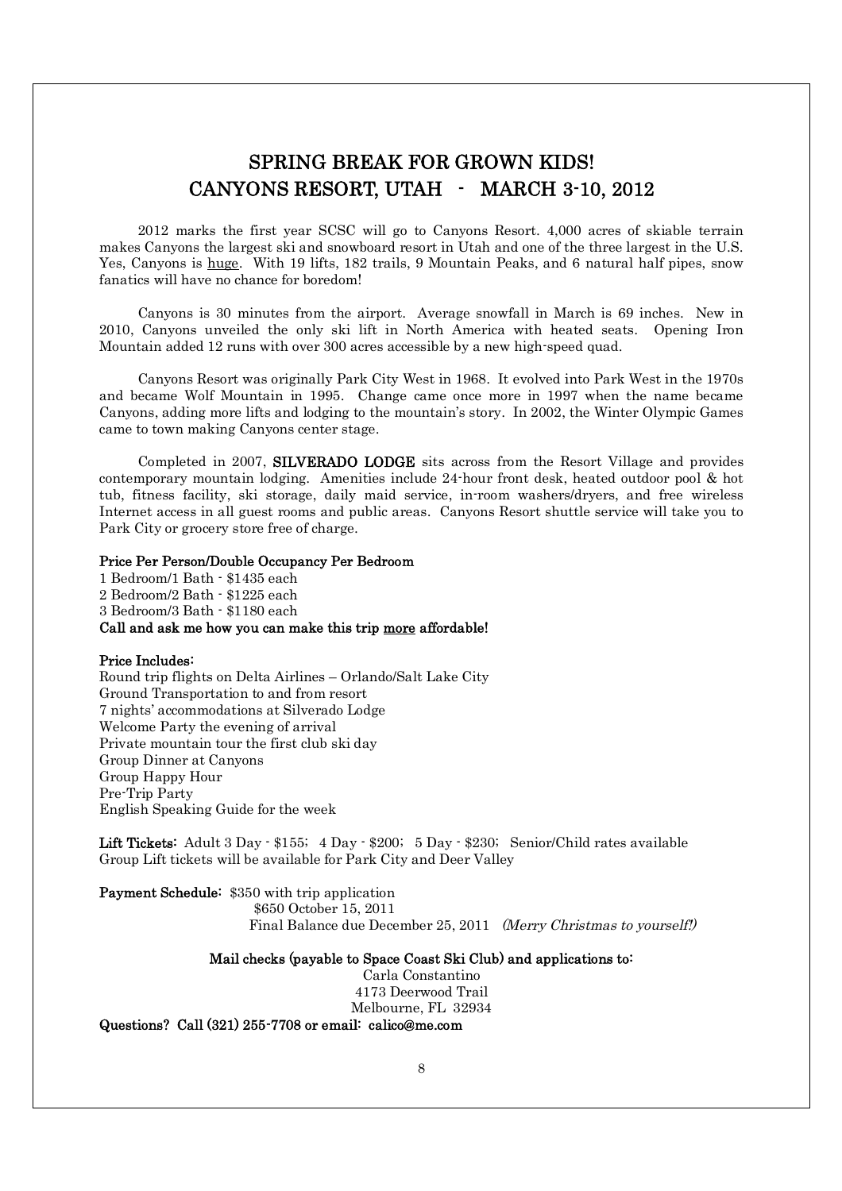# SPRING BREAK FOR GROWN KIDS!
# CANYONS RESORT, UTAH - MARCH 3-10, 2012

2012 marks the first year SCSC will go to Canyons Resort. 4,000 acres of skiable terrain makes Canyons the largest ski and snowboard resort in Utah and one of the three largest in the U.S. Yes, Canyons is huge. With 19 lifts, 182 trails, 9 Mountain Peaks, and 6 natural half pipes, snow fanatics will have no chance for boredom!

Canyons is 30 minutes from the airport. Average snowfall in March is 69 inches. New in 2010, Canyons unveiled the only ski lift in North America with heated seats. Opening Iron Mountain added 12 runs with over 300 acres accessible by a new high-speed quad.

Canyons Resort was originally Park City West in 1968. It evolved into Park West in the 1970s and became Wolf Mountain in 1995. Change came once more in 1997 when the name became Canyons, adding more lifts and lodging to the mountain's story. In 2002, the Winter Olympic Games came to town making Canyons center stage.

Completed in 2007, **SILVERADO LODGE** sits across from the Resort Village and provides contemporary mountain lodging. Amenities include 24-hour front desk, heated outdoor pool & hot tub, fitness facility, ski storage, daily maid service, in-room washers/dryers, and free wireless Internet access in all guest rooms and public areas. Canyons Resort shuttle service will take you to Park City or grocery store free of charge.

**Price Per Person/Double Occupancy Per Bedroom**

1 Bedroom/1 Bath - $1435 each
2 Bedroom/2 Bath - $1225 each
3 Bedroom/3 Bath - $1180 each

**Call and ask me how you can make this trip more affordable!**

**Price Includes:**

Round trip flights on Delta Airlines – Orlando/Salt Lake City
Ground Transportation to and from resort
7 nights' accommodations at Silverado Lodge
Welcome Party the evening of arrival
Private mountain tour the first club ski day
Group Dinner at Canyons
Group Happy Hour
Pre-Trip Party
English Speaking Guide for the week

**Lift Tickets:** Adult 3 Day - $155; 4 Day - $200; 5 Day - $230; Senior/Child rates available
Group Lift tickets will be available for Park City and Deer Valley

**Payment Schedule:** $350 with trip application
$650 October 15, 2011
Final Balance due December 25, 2011 *(Merry Christmas to yourself!)*

**Mail checks (payable to Space Coast Ski Club) and applications to:**

Carla Constantino
4173 Deerwood Trail
Melbourne, FL 32934

**Questions? Call (321) 255-7708 or email: calico@me.com**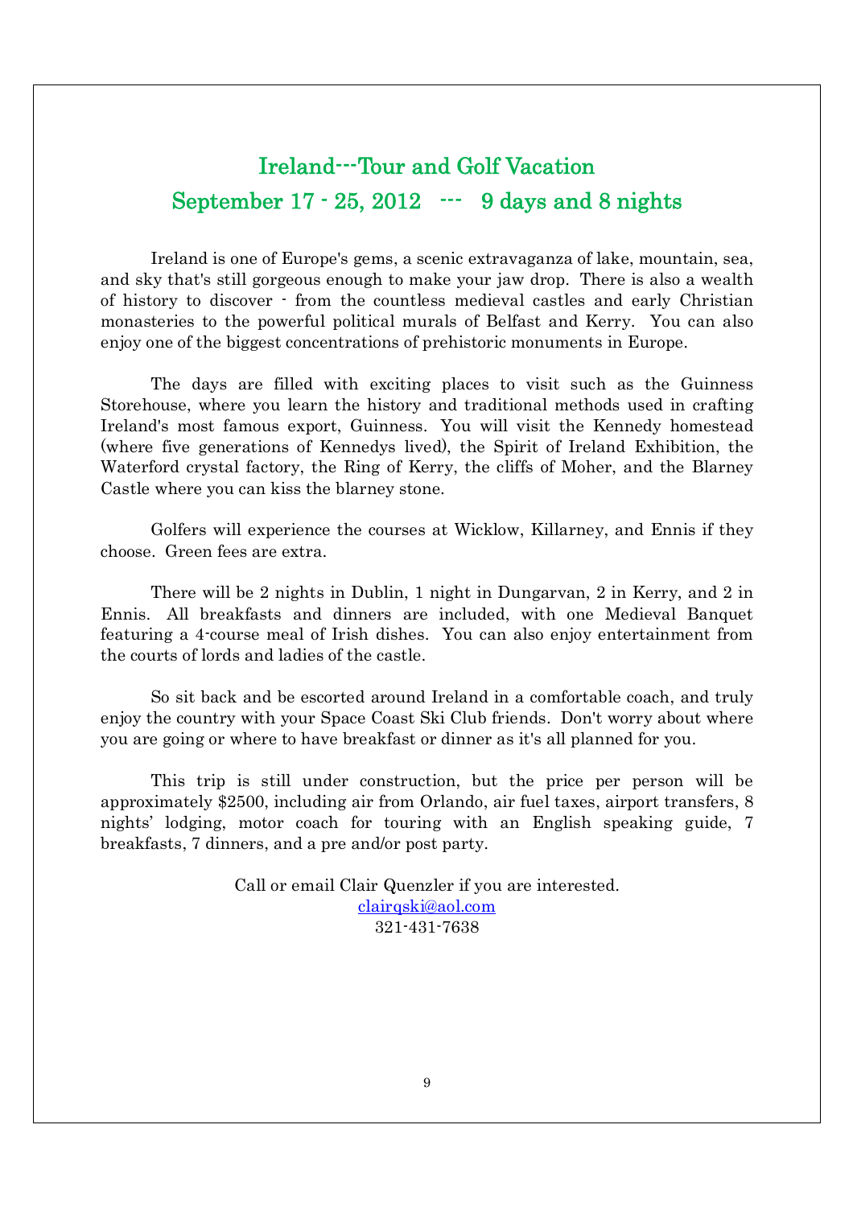# Ireland---Tour and Golf Vacation

## September 17 - 25, 2012 --- 9 days and 8 nights

Ireland is one of Europe's gems, a scenic extravaganza of lake, mountain, sea, and sky that's still gorgeous enough to make your jaw drop. There is also a wealth of history to discover - from the countless medieval castles and early Christian monasteries to the powerful political murals of Belfast and Kerry. You can also enjoy one of the biggest concentrations of prehistoric monuments in Europe.

The days are filled with exciting places to visit such as the Guinness Storehouse, where you learn the history and traditional methods used in crafting Ireland's most famous export, Guinness. You will visit the Kennedy homestead (where five generations of Kennedys lived), the Spirit of Ireland Exhibition, the Waterford crystal factory, the Ring of Kerry, the cliffs of Moher, and the Blarney Castle where you can kiss the blarney stone.

Golfers will experience the courses at Wicklow, Killarney, and Ennis if they choose. Green fees are extra.

There will be 2 nights in Dublin, 1 night in Dungarvan, 2 in Kerry, and 2 in Ennis. All breakfasts and dinners are included, with one Medieval Banquet featuring a 4-course meal of Irish dishes. You can also enjoy entertainment from the courts of lords and ladies of the castle.

So sit back and be escorted around Ireland in a comfortable coach, and truly enjoy the country with your Space Coast Ski Club friends. Don't worry about where you are going or where to have breakfast or dinner as it's all planned for you.

This trip is still under construction, but the price per person will be approximately $2500, including air from Orlando, air fuel taxes, airport transfers, 8 nights' lodging, motor coach for touring with an English speaking guide, 7 breakfasts, 7 dinners, and a pre and/or post party.

Call or email Clair Quenzler if you are interested.
clairqski@aol.com
321-431-7638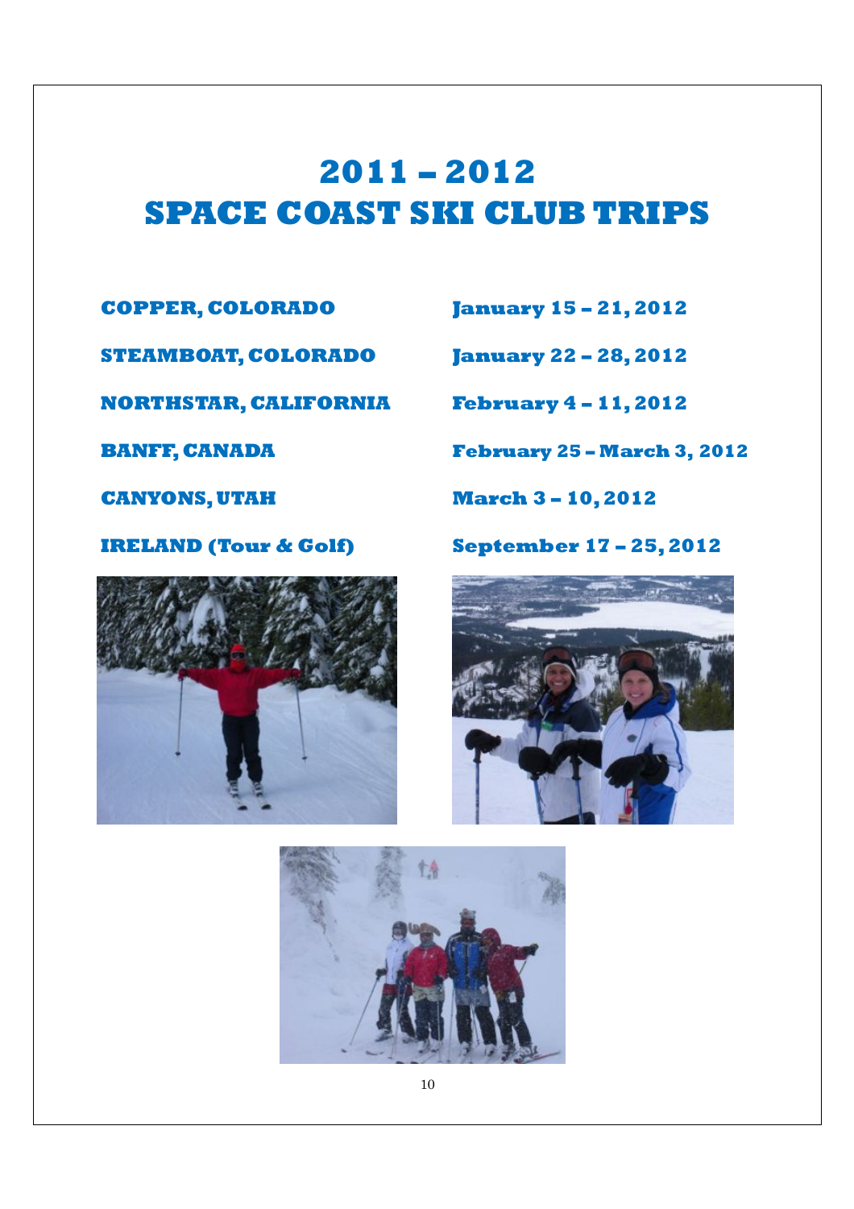# 2011 – 2012
# SPACE COAST SKI CLUB TRIPS

| | |
|---|---|
| **COPPER, COLORADO** | **January 15 – 21, 2012** |
| **STEAMBOAT, COLORADO** | **January 22 – 28, 2012** |
| **NORTHSTAR, CALIFORNIA** | **February 4 – 11, 2012** |
| **BANFF, CANADA** | **February 25 – March 3, 2012** |
| **CANYONS, UTAH** | **March 3 – 10, 2012** |
| **IRELAND (Tour & Golf)** | **September 17 – 25, 2012** |